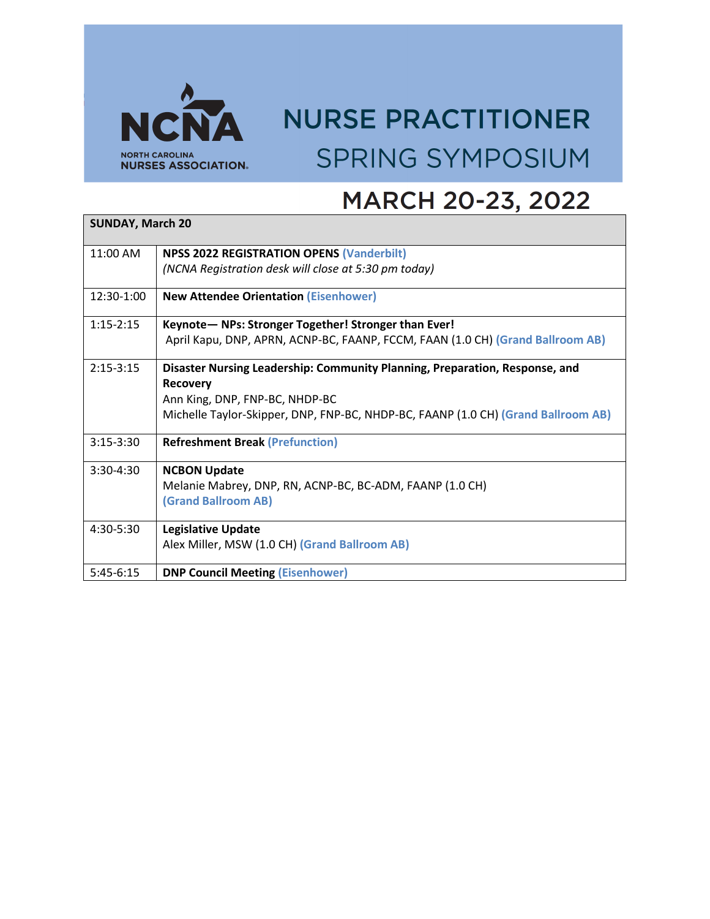# NURSE PRACTITIONER SPRING SYMPOSIUM

NCNA NORTH CAROLINA NURSES ASSOCIATION

## MARCH 20-23, 2022

| SUNDAY, March 20 | |
|---|---|
| 11:00 AM | **NPSS 2022 REGISTRATION OPENS** (Vanderbilt)<br>*(NCNA Registration desk will close at 5:30 pm today)* |
| 12:30-1:00 | **New Attendee Orientation** (Eisenhower) |
| 1:15-2:15 | **Keynote— NPs: Stronger Together! Stronger than Ever!**<br>April Kapu, DNP, APRN, ACNP-BC, FAANP, FCCM, FAAN (1.0 CH) (Grand Ballroom AB) |
| 2:15-3:15 | **Disaster Nursing Leadership: Community Planning, Preparation, Response, and Recovery**<br>Ann King, DNP, FNP-BC, NHDP-BC<br>Michelle Taylor-Skipper, DNP, FNP-BC, NHDP-BC, FAANP (1.0 CH) (Grand Ballroom AB) |
| 3:15-3:30 | **Refreshment Break** (Prefunction) |
| 3:30-4:30 | **NCBON Update**<br>Melanie Mabrey, DNP, RN, ACNP-BC, BC-ADM, FAANP (1.0 CH)<br>(Grand Ballroom AB) |
| 4:30-5:30 | **Legislative Update**<br>Alex Miller, MSW (1.0 CH) (Grand Ballroom AB) |
| 5:45-6:15 | **DNP Council Meeting** (Eisenhower) |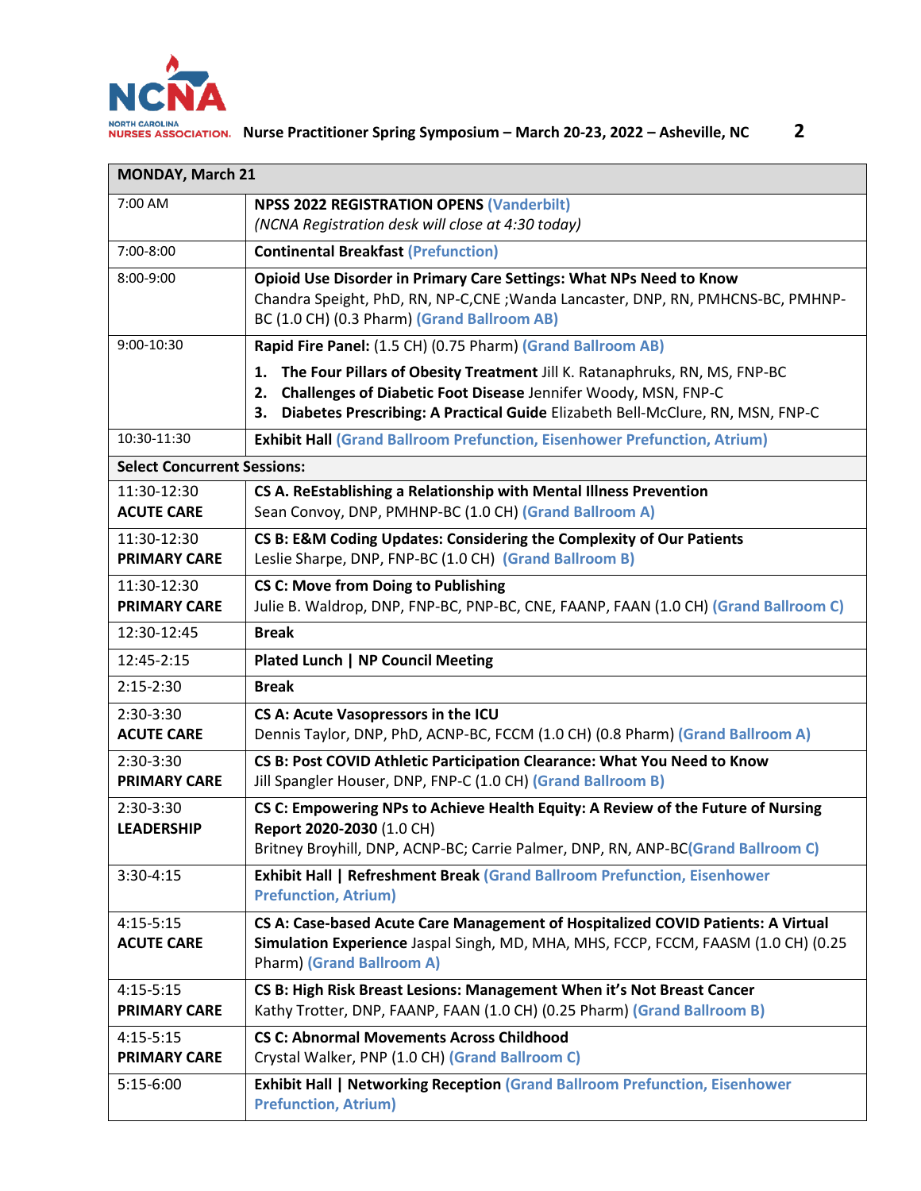| MONDAY, March 21 | |
|---|---|
| 7:00 AM | **NPSS 2022 REGISTRATION OPENS** **(Vanderbilt)**<br>*(NCNA Registration desk will close at 4:30 today)* |
| 7:00-8:00 | **Continental Breakfast** **(Prefunction)** |
| 8:00-9:00 | **Opioid Use Disorder in Primary Care Settings: What NPs Need to Know**<br>Chandra Speight, PhD, RN, NP-C,CNE ;Wanda Lancaster, DNP, RN, PMHCNS-BC, PMHNP-BC (1.0 CH) (0.3 Pharm) **(Grand Ballroom AB)** |
| 9:00-10:30 | **Rapid Fire Panel:** (1.5 CH) (0.75 Pharm) **(Grand Ballroom AB)**<br>1. **The Four Pillars of Obesity Treatment** Jill K. Ratanaphruks, RN, MS, FNP-BC<br>2. **Challenges of Diabetic Foot Disease** Jennifer Woody, MSN, FNP-C<br>3. **Diabetes Prescribing: A Practical Guide** Elizabeth Bell-McClure, RN, MSN, FNP-C |
| 10:30-11:30 | **Exhibit Hall** **(Grand Ballroom Prefunction, Eisenhower Prefunction, Atrium)** |
| **Select Concurrent Sessions:** | |
| 11:30-12:30<br>**ACUTE CARE** | **CS A. ReEstablishing a Relationship with Mental Illness Prevention**<br>Sean Convoy, DNP, PMHNP-BC (1.0 CH) **(Grand Ballroom A)** |
| 11:30-12:30<br>**PRIMARY CARE** | **CS B: E&M Coding Updates: Considering the Complexity of Our Patients**<br>Leslie Sharpe, DNP, FNP-BC (1.0 CH) **(Grand Ballroom B)** |
| 11:30-12:30<br>**PRIMARY CARE** | **CS C: Move from Doing to Publishing**<br>Julie B. Waldrop, DNP, FNP-BC, PNP-BC, CNE, FAANP, FAAN (1.0 CH) **(Grand Ballroom C)** |
| 12:30-12:45 | **Break** |
| 12:45-2:15 | **Plated Lunch \| NP Council Meeting** |
| 2:15-2:30 | **Break** |
| 2:30-3:30<br>**ACUTE CARE** | **CS A: Acute Vasopressors in the ICU**<br>Dennis Taylor, DNP, PhD, ACNP-BC, FCCM (1.0 CH) (0.8 Pharm) **(Grand Ballroom A)** |
| 2:30-3:30<br>**PRIMARY CARE** | **CS B: Post COVID Athletic Participation Clearance: What You Need to Know**<br>Jill Spangler Houser, DNP, FNP-C (1.0 CH) **(Grand Ballroom B)** |
| 2:30-3:30<br>**LEADERSHIP** | **CS C: Empowering NPs to Achieve Health Equity: A Review of the Future of Nursing Report 2020-2030** (1.0 CH)<br>Britney Broyhill, DNP, ACNP-BC; Carrie Palmer, DNP, RN, ANP-BC**(Grand Ballroom C)** |
| 3:30-4:15 | **Exhibit Hall \| Refreshment Break** **(Grand Ballroom Prefunction, Eisenhower Prefunction, Atrium)** |
| 4:15-5:15<br>**ACUTE CARE** | **CS A: Case-based Acute Care Management of Hospitalized COVID Patients: A Virtual Simulation Experience** Jaspal Singh, MD, MHA, MHS, FCCP, FCCM, FAASM (1.0 CH) (0.25 Pharm) **(Grand Ballroom A)** |
| 4:15-5:15<br>**PRIMARY CARE** | **CS B: High Risk Breast Lesions: Management When it's Not Breast Cancer**<br>Kathy Trotter, DNP, FAANP, FAAN (1.0 CH) (0.25 Pharm) **(Grand Ballroom B)** |
| 4:15-5:15<br>**PRIMARY CARE** | **CS C: Abnormal Movements Across Childhood**<br>Crystal Walker, PNP (1.0 CH) **(Grand Ballroom C)** |
| 5:15-6:00 | **Exhibit Hall \| Networking Reception** **(Grand Ballroom Prefunction, Eisenhower Prefunction, Atrium)** |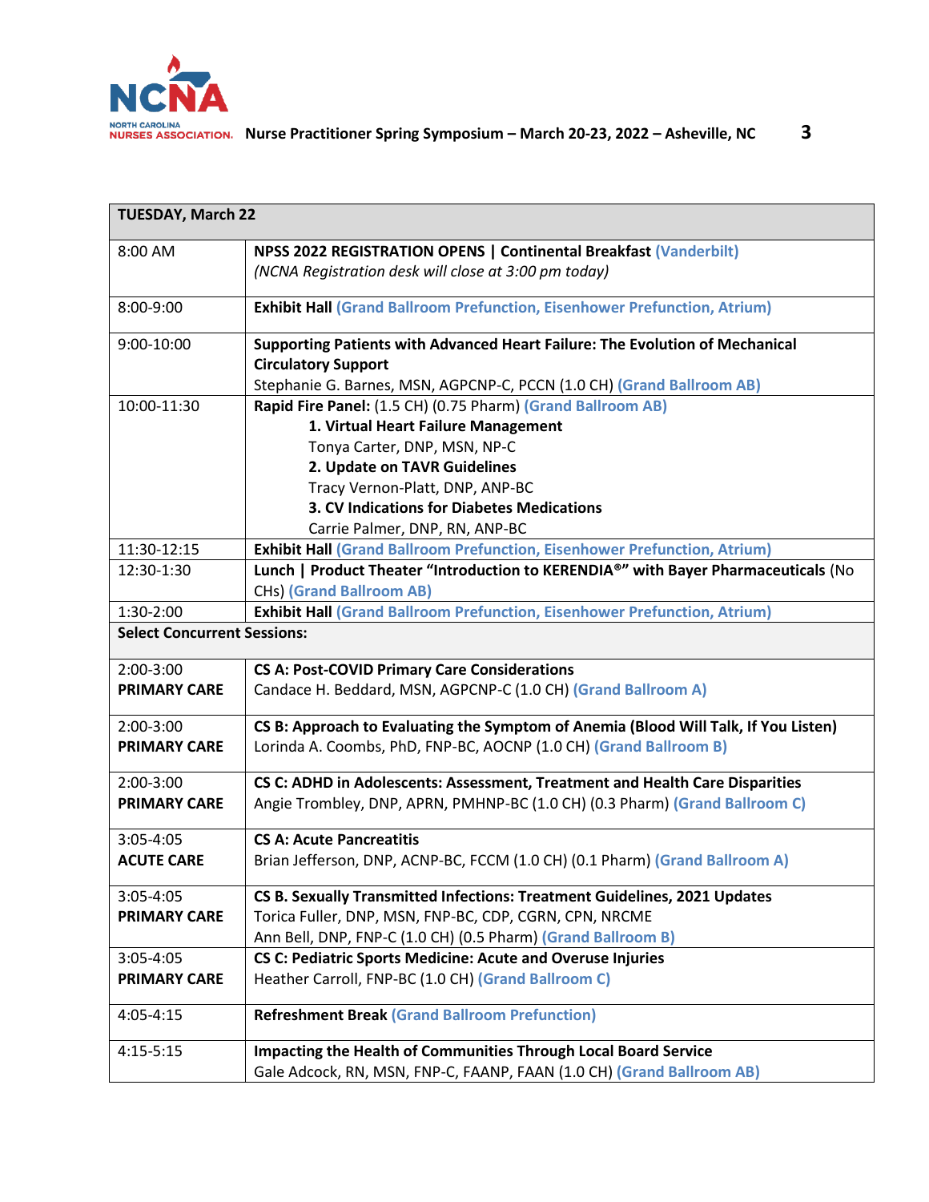| TUESDAY, March 22 | |
|---|---|
| 8:00 AM | **NPSS 2022 REGISTRATION OPENS \| Continental Breakfast** (Vanderbilt)<br>*(NCNA Registration desk will close at 3:00 pm today)* |
| 8:00-9:00 | **Exhibit Hall** (Grand Ballroom Prefunction, Eisenhower Prefunction, Atrium) |
| 9:00-10:00 | **Supporting Patients with Advanced Heart Failure: The Evolution of Mechanical Circulatory Support**<br>Stephanie G. Barnes, MSN, AGPCNP-C, PCCN (1.0 CH) (Grand Ballroom AB) |
| 10:00-11:30 | **Rapid Fire Panel:** (1.5 CH) (0.75 Pharm) (Grand Ballroom AB)<br>**1. Virtual Heart Failure Management**<br>Tonya Carter, DNP, MSN, NP-C<br>**2. Update on TAVR Guidelines**<br>Tracy Vernon-Platt, DNP, ANP-BC<br>**3. CV Indications for Diabetes Medications**<br>Carrie Palmer, DNP, RN, ANP-BC |
| 11:30-12:15 | **Exhibit Hall** (Grand Ballroom Prefunction, Eisenhower Prefunction, Atrium) |
| 12:30-1:30 | **Lunch \| Product Theater "Introduction to KERENDIA®" with Bayer Pharmaceuticals** (No CHs) (Grand Ballroom AB) |
| 1:30-2:00 | **Exhibit Hall** (Grand Ballroom Prefunction, Eisenhower Prefunction, Atrium) |
| **Select Concurrent Sessions:** | |
| 2:00-3:00<br>**PRIMARY CARE** | **CS A: Post-COVID Primary Care Considerations**<br>Candace H. Beddard, MSN, AGPCNP-C (1.0 CH) (Grand Ballroom A) |
| 2:00-3:00<br>**PRIMARY CARE** | **CS B: Approach to Evaluating the Symptom of Anemia (Blood Will Talk, If You Listen)**<br>Lorinda A. Coombs, PhD, FNP-BC, AOCNP (1.0 CH) (Grand Ballroom B) |
| 2:00-3:00<br>**PRIMARY CARE** | **CS C: ADHD in Adolescents: Assessment, Treatment and Health Care Disparities**<br>Angie Trombley, DNP, APRN, PMHNP-BC (1.0 CH) (0.3 Pharm) (Grand Ballroom C) |
| 3:05-4:05<br>**ACUTE CARE** | **CS A: Acute Pancreatitis**<br>Brian Jefferson, DNP, ACNP-BC, FCCM (1.0 CH) (0.1 Pharm) (Grand Ballroom A) |
| 3:05-4:05<br>**PRIMARY CARE** | **CS B. Sexually Transmitted Infections: Treatment Guidelines, 2021 Updates**<br>Torica Fuller, DNP, MSN, FNP-BC, CDP, CGRN, CPN, NRCME<br>Ann Bell, DNP, FNP-C (1.0 CH) (0.5 Pharm) (Grand Ballroom B) |
| 3:05-4:05<br>**PRIMARY CARE** | **CS C: Pediatric Sports Medicine: Acute and Overuse Injuries**<br>Heather Carroll, FNP-BC (1.0 CH) (Grand Ballroom C) |
| 4:05-4:15 | **Refreshment Break** (Grand Ballroom Prefunction) |
| 4:15-5:15 | **Impacting the Health of Communities Through Local Board Service**<br>Gale Adcock, RN, MSN, FNP-C, FAANP, FAAN (1.0 CH) (Grand Ballroom AB) |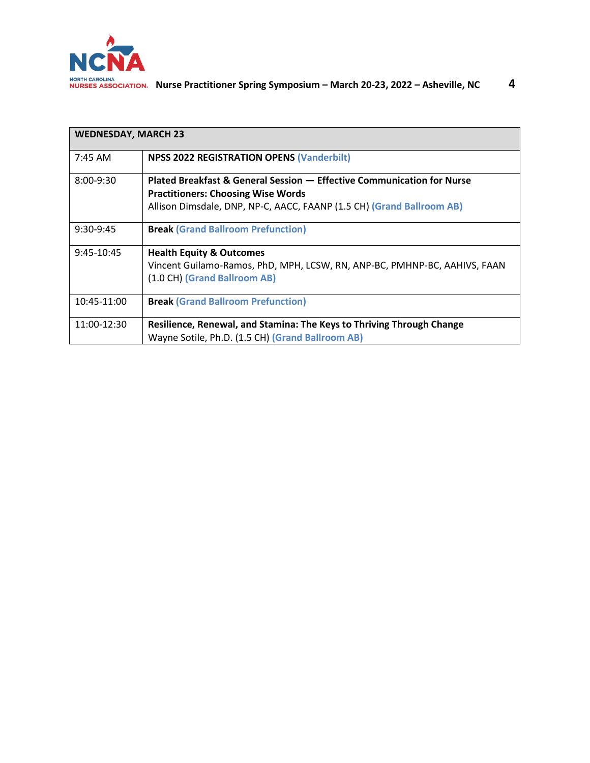| WEDNESDAY, MARCH 23 | |
|---|---|
| 7:45 AM | **NPSS 2022 REGISTRATION OPENS** **(Vanderbilt)** |
| 8:00-9:30 | **Plated Breakfast & General Session — Effective Communication for Nurse Practitioners: Choosing Wise Words**<br>Allison Dimsdale, DNP, NP-C, AACC, FAANP (1.5 CH) **(Grand Ballroom AB)** |
| 9:30-9:45 | **Break** **(Grand Ballroom Prefunction)** |
| 9:45-10:45 | **Health Equity & Outcomes**<br>Vincent Guilamo-Ramos, PhD, MPH, LCSW, RN, ANP-BC, PMHNP-BC, AAHIVS, FAAN (1.0 CH) **(Grand Ballroom AB)** |
| 10:45-11:00 | **Break** **(Grand Ballroom Prefunction)** |
| 11:00-12:30 | **Resilience, Renewal, and Stamina: The Keys to Thriving Through Change**<br>Wayne Sotile, Ph.D. (1.5 CH) **(Grand Ballroom AB)** |